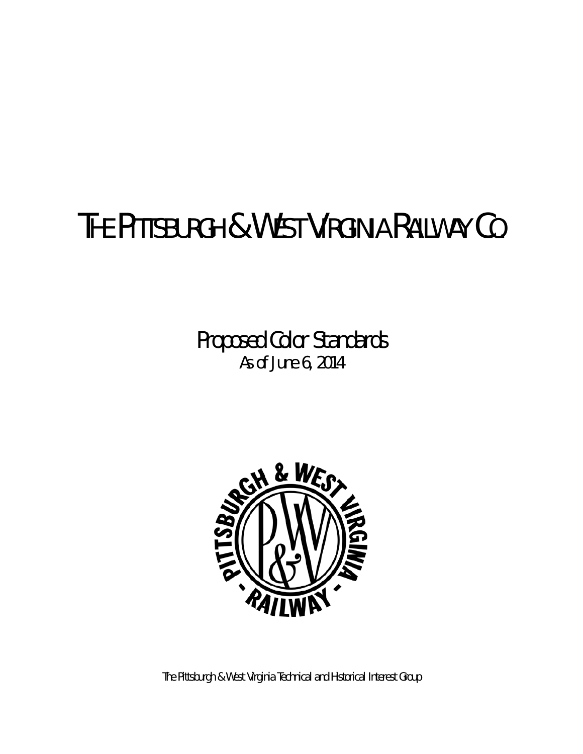# The Pittsburgh & West Virginia Railway Co.

Proposed Color Standards
As of June 6, 2014

The Pittsburgh & West Virginia Technical and Historical Interest Group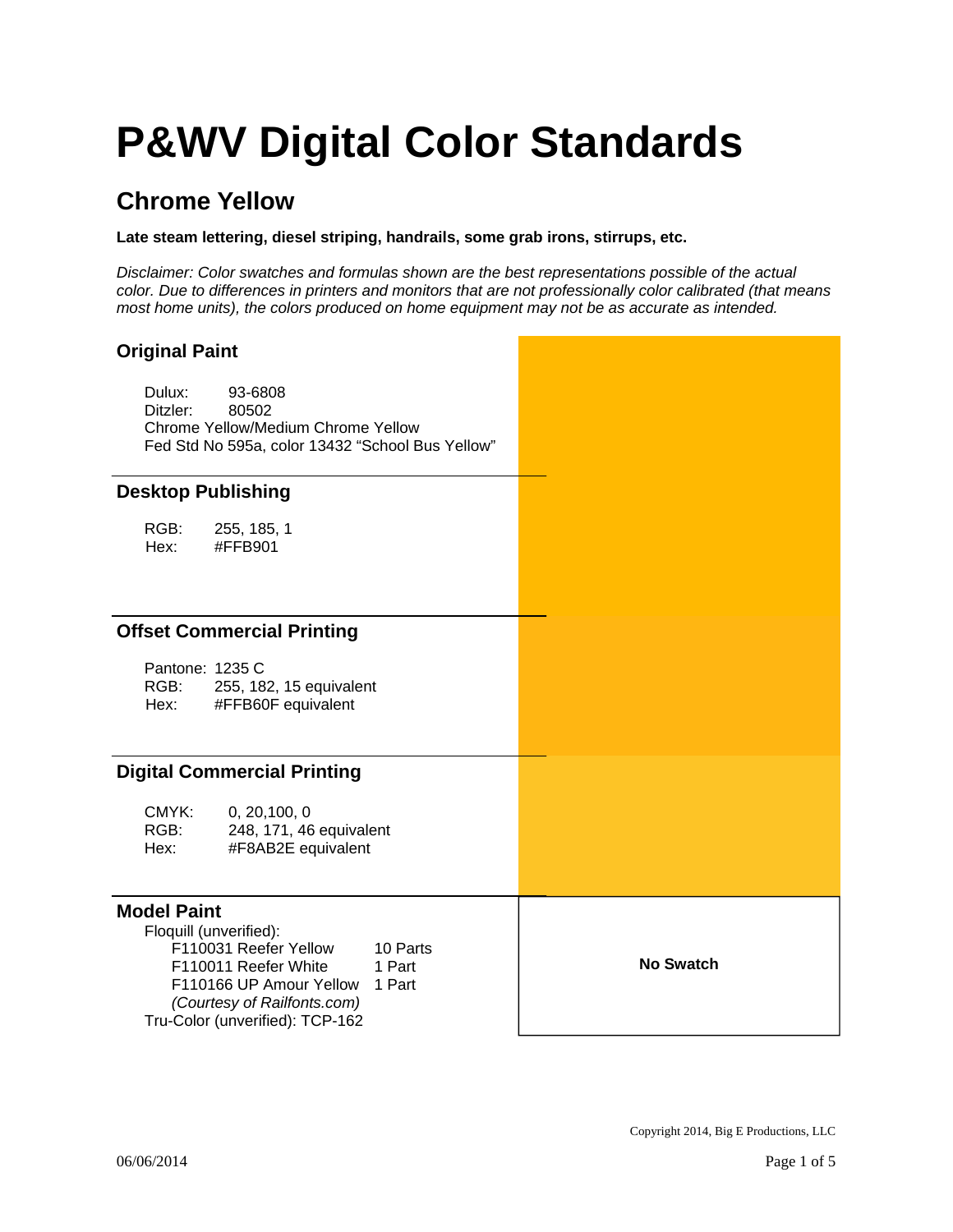# P&WV Digital Color Standards

## Chrome Yellow

**Late steam lettering, diesel striping, handrails, some grab irons, stirrups, etc.**

*Disclaimer: Color swatches and formulas shown are the best representations possible of the actual color. Due to differences in printers and monitors that are not professionally color calibrated (that means most home units), the colors produced on home equipment may not be as accurate as intended.*

### Original Paint

Dulux: 93-6808
Ditzler: 80502
Chrome Yellow/Medium Chrome Yellow
Fed Std No 595a, color 13432 “School Bus Yellow”

### Desktop Publishing

RGB: 255, 185, 1
Hex: #FFB901

### Offset Commercial Printing

Pantone: 1235 C
RGB: 255, 182, 15 equivalent
Hex: #FFB60F equivalent

### Digital Commercial Printing

CMYK: 0, 20,100, 0
RGB: 248, 171, 46 equivalent
Hex: #F8AB2E equivalent

### Model Paint

Floquill (unverified):

| | |
|---|---|
| F110031 Reefer Yellow | 10 Parts |
| F110011 Reefer White | 1 Part |
| F110166 UP Amour Yellow | 1 Part |

*(Courtesy of Railfonts.com)*

Tru-Color (unverified): TCP-162

**No Swatch**

Copyright 2014, Big E Productions, LLC

06/06/2014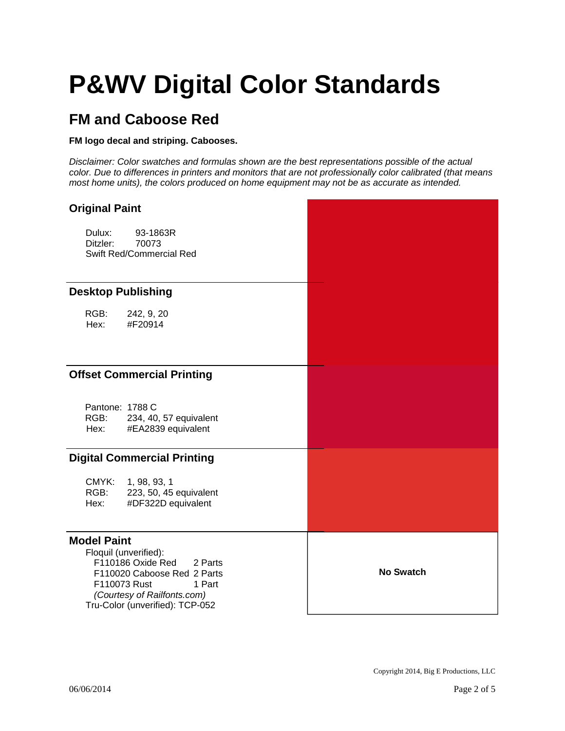# P&WV Digital Color Standards

## FM and Caboose Red

**FM logo decal and striping. Cabooses.**

*Disclaimer: Color swatches and formulas shown are the best representations possible of the actual color. Due to differences in printers and monitors that are not professionally color calibrated (that means most home units), the colors produced on home equipment may not be as accurate as intended.*

### Original Paint

Dulux: 93-1863R
Ditzler: 70073
Swift Red/Commercial Red

### Desktop Publishing

RGB: 242, 9, 20
Hex: #F20914

### Offset Commercial Printing

Pantone: 1788 C
RGB: 234, 40, 57 equivalent
Hex: #EA2839 equivalent

### Digital Commercial Printing

CMYK: 1, 98, 93, 1
RGB: 223, 50, 45 equivalent
Hex: #DF322D equivalent

### Model Paint

Floquil (unverified):

| Color | Parts |
|---|---|
| F110186 Oxide Red | 2 Parts |
| F110020 Caboose Red | 2 Parts |
| F110073 Rust | 1 Part |

*(Courtesy of Railfonts.com)*

Tru-Color (unverified): TCP-052

**No Swatch**

Copyright 2014, Big E Productions, LLC

06/06/2014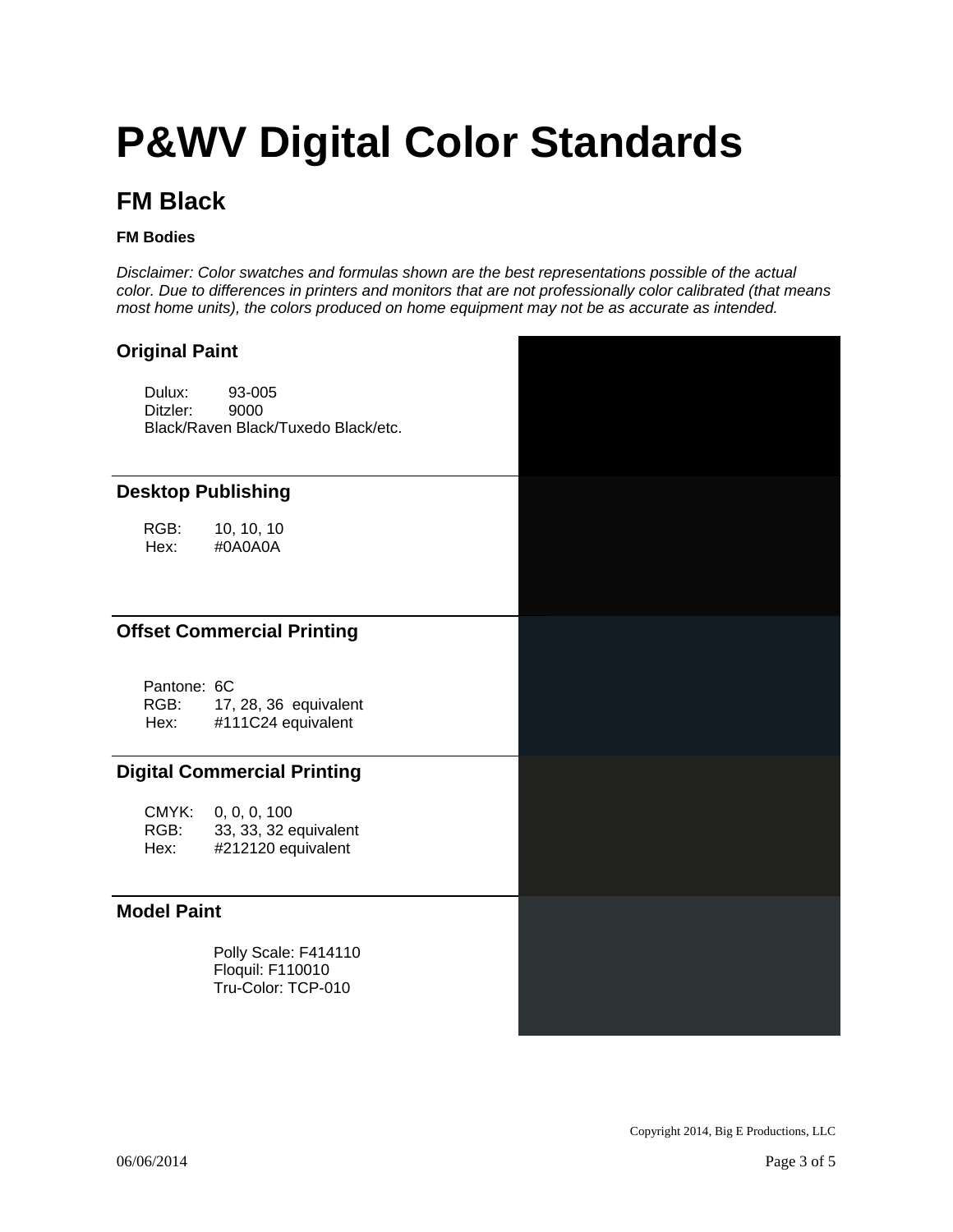# P&WV Digital Color Standards

## FM Black

**FM Bodies**

*Disclaimer: Color swatches and formulas shown are the best representations possible of the actual color. Due to differences in printers and monitors that are not professionally color calibrated (that means most home units), the colors produced on home equipment may not be as accurate as intended.*

### Original Paint

Dulux: 93-005
Ditzler: 9000
Black/Raven Black/Tuxedo Black/etc.

### Desktop Publishing

RGB: 10, 10, 10
Hex: #0A0A0A

### Offset Commercial Printing

Pantone: 6C
RGB: 17, 28, 36 equivalent
Hex: #111C24 equivalent

### Digital Commercial Printing

CMYK: 0, 0, 0, 100
RGB: 33, 33, 32 equivalent
Hex: #212120 equivalent

### Model Paint

Polly Scale: F414110
Floquil: F110010
Tru-Color: TCP-010

Copyright 2014, Big E Productions, LLC

06/06/2014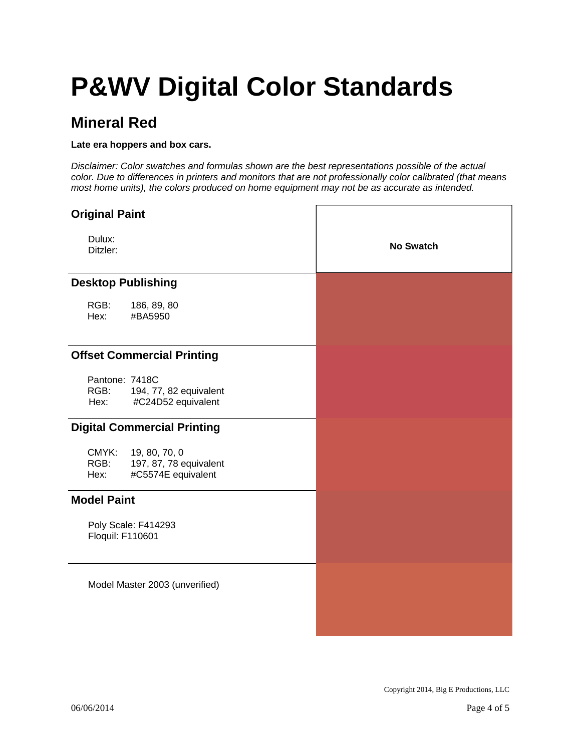# P&WV Digital Color Standards

## Mineral Red

**Late era hoppers and box cars.**

*Disclaimer: Color swatches and formulas shown are the best representations possible of the actual color. Due to differences in printers and monitors that are not professionally color calibrated (that means most home units), the colors produced on home equipment may not be as accurate as intended.*

### Original Paint

Dulux:
Ditzler:

**No Swatch**

### Desktop Publishing

RGB: 186, 89, 80
Hex: #BA5950

### Offset Commercial Printing

Pantone: 7418C
RGB: 194, 77, 82 equivalent
Hex: #C24D52 equivalent

### Digital Commercial Printing

CMYK: 19, 80, 70, 0
RGB: 197, 87, 78 equivalent
Hex: #C5574E equivalent

### Model Paint

Poly Scale: F414293
Floquil: F110601

Model Master 2003 (unverified)

Copyright 2014, Big E Productions, LLC

06/06/2014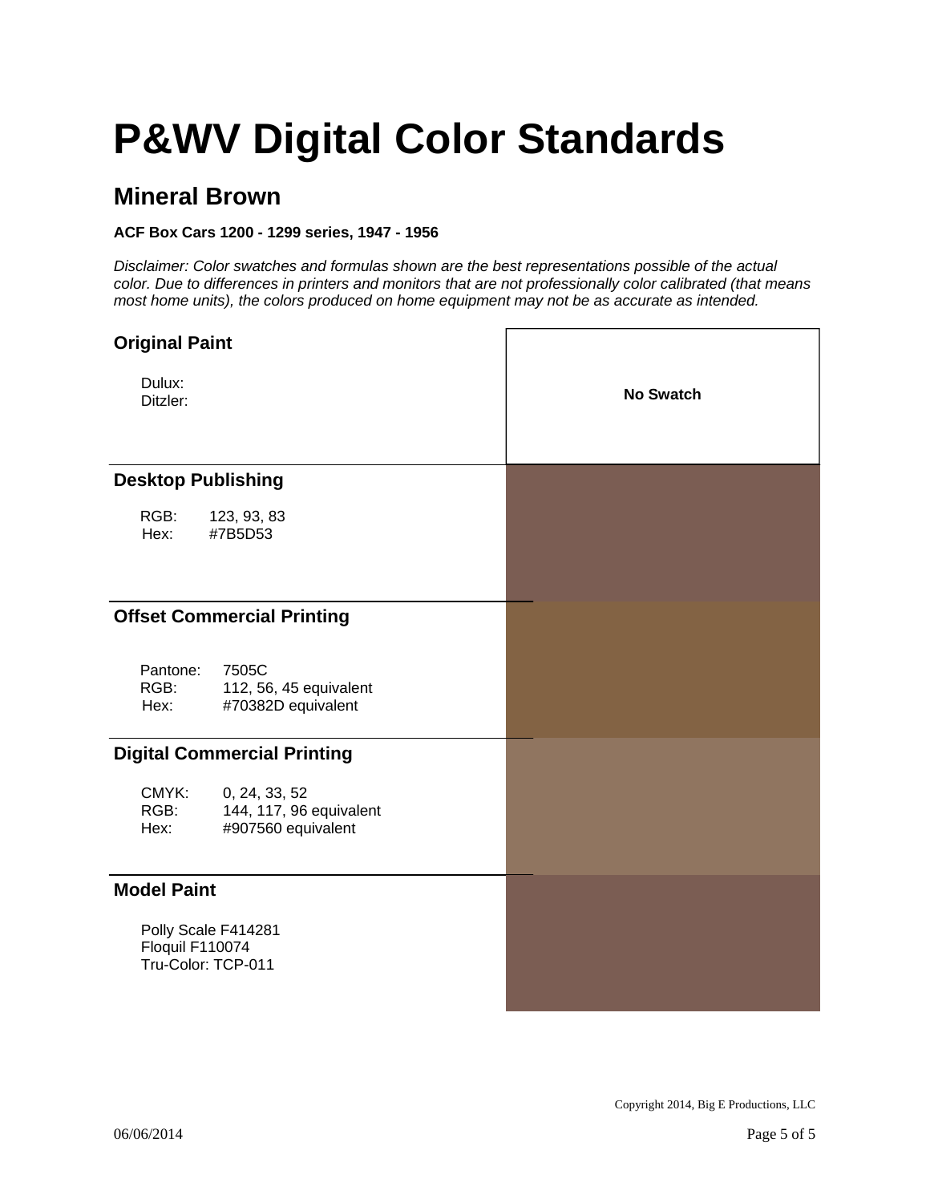# P&WV Digital Color Standards

## Mineral Brown

**ACF Box Cars 1200 - 1299 series, 1947 - 1956**

*Disclaimer: Color swatches and formulas shown are the best representations possible of the actual color. Due to differences in printers and monitors that are not professionally color calibrated (that means most home units), the colors produced on home equipment may not be as accurate as intended.*

### Original Paint

Dulux:
Ditzler:

**No Swatch**

### Desktop Publishing

RGB: 123, 93, 83
Hex: #7B5D53

### Offset Commercial Printing

Pantone: 7505C
RGB: 112, 56, 45 equivalent
Hex: #70382D equivalent

### Digital Commercial Printing

CMYK: 0, 24, 33, 52
RGB: 144, 117, 96 equivalent
Hex: #907560 equivalent

### Model Paint

Polly Scale F414281
Floquil F110074
Tru-Color: TCP-011

Copyright 2014, Big E Productions, LLC

06/06/2014